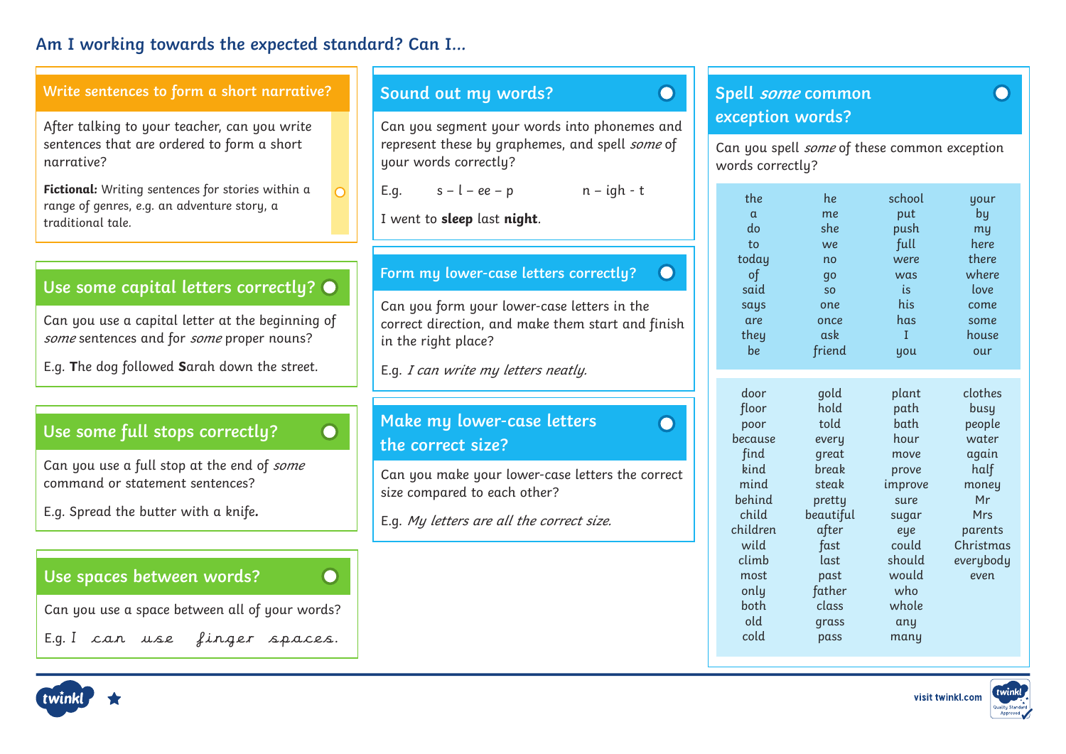# Am I working towards the expected standard? Can I...

## Write sentences to form a short narrative?

After talking to your teacher, can you write sentences that are ordered to form a short narrative?

**Fictional:** Writing sentences for stories within a range of genres, e.g. an adventure story, a traditional tale.

## Use some capital letters correctly?

Can you use a capital letter at the beginning of *some* sentences and for *some* proper nouns?

E.g. **T**he dog followed **S**arah down the street.

## Use some full stops correctly?

Can you use a full stop at the end of *some* command or statement sentences?

E.g. Spread the butter with a knife**.**

## Use spaces between words?

Can you use a space between all of your words?

E.g. I can use finger spaces.

## Sound out my words?

Can you segment your words into phonemes and represent these by graphemes, and spell *some* of your words correctly?

E.g. s – l – ee – p    n – igh - t

I went to **sleep** last **night**.

## Form my lower-case letters correctly?

Can you form your lower-case letters in the correct direction, and make them start and finish in the right place?

E.g. *I can write my letters neatly.*

## Make my lower-case letters the correct size?

Can you make your lower-case letters the correct size compared to each other?

E.g. *My letters are all the correct size.*

## Spell *some* common exception words?

Can you spell *some* of these common exception words correctly?

| | | | |
|---|---|---|---|
| the | he | school | your |
| a | me | put | by |
| do | she | push | my |
| to | we | full | here |
| today | no | were | there |
| of | go | was | where |
| said | so | is | love |
| says | one | his | come |
| are | once | has | some |
| they | ask | I | house |
| be | friend | you | our |

| | | | |
|---|---|---|---|
| door | gold | plant | clothes |
| floor | hold | path | busy |
| poor | told | bath | people |
| because | every | hour | water |
| find | great | move | again |
| kind | break | prove | half |
| mind | steak | improve | money |
| behind | pretty | sure | Mr |
| child | beautiful | sugar | Mrs |
| children | after | eye | parents |
| wild | fast | could | Christmas |
| climb | last | should | everybody |
| most | past | would | even |
| only | father | who | |
| both | class | whole | |
| old | grass | any | |
| cold | pass | many | |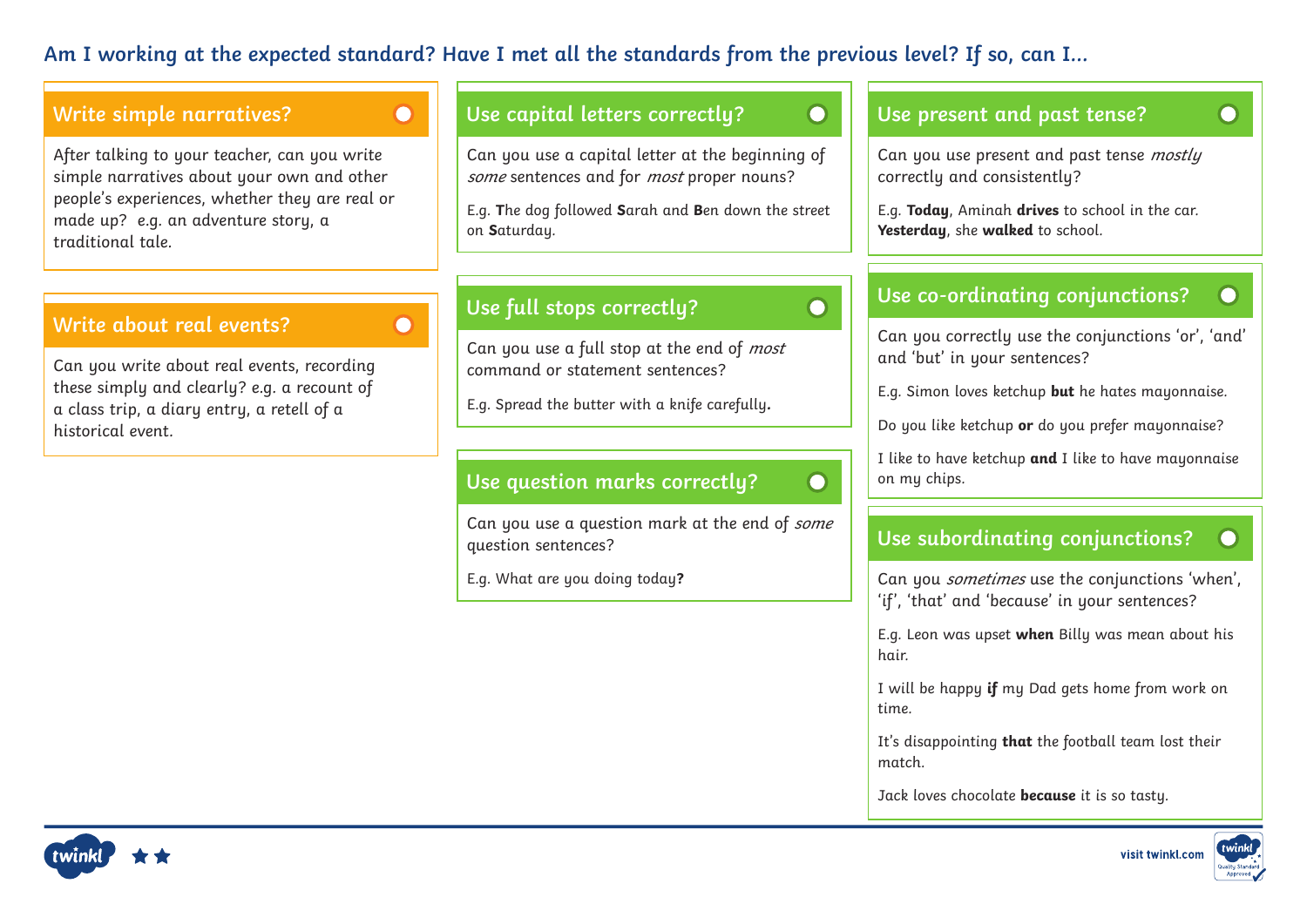## Am I working at the expected standard? Have I met all the standards from the previous level? If so, can I…

### Write simple narratives?

After talking to your teacher, can you write simple narratives about your own and other people's experiences, whether they are real or made up? e.g. an adventure story, a traditional tale.

### Write about real events?

Can you write about real events, recording these simply and clearly? e.g. a recount of a class trip, a diary entry, a retell of a historical event.

### Use capital letters correctly?

Can you use a capital letter at the beginning of *some* sentences and for *most* proper nouns?

E.g. **T**he dog followed **S**arah and **B**en down the street on **S**aturday.

### Use full stops correctly?

Can you use a full stop at the end of *most* command or statement sentences?

E.g. Spread the butter with a knife carefully**.**

### Use question marks correctly?

Can you use a question mark at the end of *some* question sentences?

E.g. What are you doing today**?**

### Use present and past tense?

Can you use present and past tense *mostly* correctly and consistently?

E.g. **Today**, Aminah **drives** to school in the car. **Yesterday**, she **walked** to school.

### Use co-ordinating conjunctions?

Can you correctly use the conjunctions 'or', 'and' and 'but' in your sentences?

E.g. Simon loves ketchup **but** he hates mayonnaise.

Do you like ketchup **or** do you prefer mayonnaise?

I like to have ketchup **and** I like to have mayonnaise on my chips.

### Use subordinating conjunctions?

Can you *sometimes* use the conjunctions 'when', 'if', 'that' and 'because' in your sentences?

E.g. Leon was upset **when** Billy was mean about his hair.

I will be happy **if** my Dad gets home from work on time.

It's disappointing **that** the football team lost their match.

Jack loves chocolate **because** it is so tasty.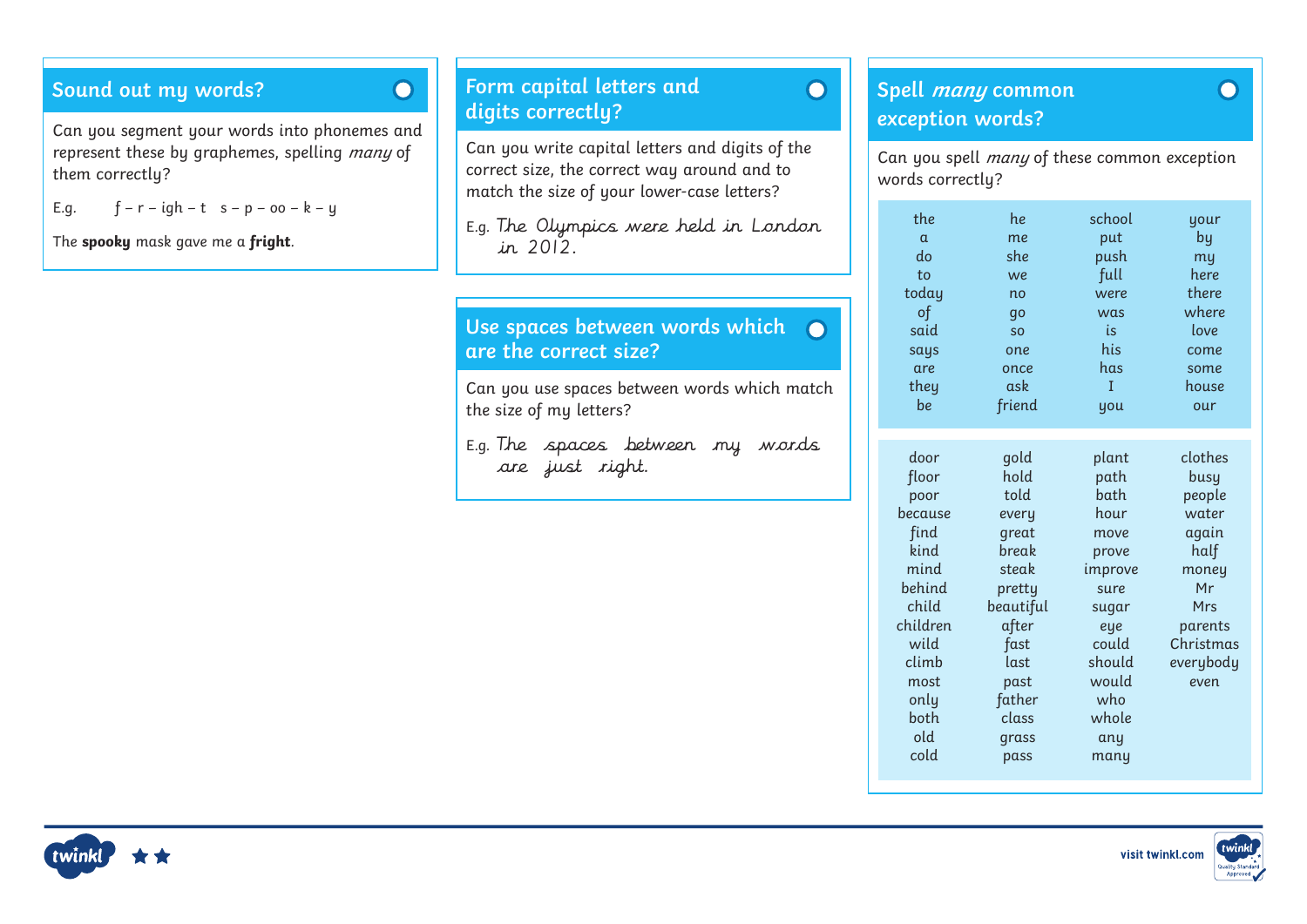## Sound out my words?

Can you segment your words into phonemes and represent these by graphemes, spelling *many* of them correctly?

E.g. f – r – igh – t   s – p – oo – k – y

The **spooky** mask gave me a **fright**.

## Form capital letters and digits correctly?

Can you write capital letters and digits of the correct size, the correct way around and to match the size of your lower-case letters?

E.g. The Olympics were held in London in 2012.

## Use spaces between words which are the correct size?

Can you use spaces between words which match the size of my letters?

E.g. The spaces between my words are just right.

## Spell *many* common exception words?

Can you spell *many* of these common exception words correctly?

| | | | |
|---|---|---|---|
| the | he | school | your |
| a | me | put | by |
| do | she | push | my |
| to | we | full | here |
| today | no | were | there |
| of | go | was | where |
| said | so | is | love |
| says | one | his | come |
| are | once | has | some |
| they | ask | I | house |
| be | friend | you | our |

| | | | |
|---|---|---|---|
| door | gold | plant | clothes |
| floor | hold | path | busy |
| poor | told | bath | people |
| because | every | hour | water |
| find | great | move | again |
| kind | break | prove | half |
| mind | steak | improve | money |
| behind | pretty | sure | Mr |
| child | beautiful | sugar | Mrs |
| children | after | eye | parents |
| wild | fast | could | Christmas |
| climb | last | should | everybody |
| most | past | would | even |
| only | father | who | |
| both | class | whole | |
| old | grass | any | |
| cold | pass | many | |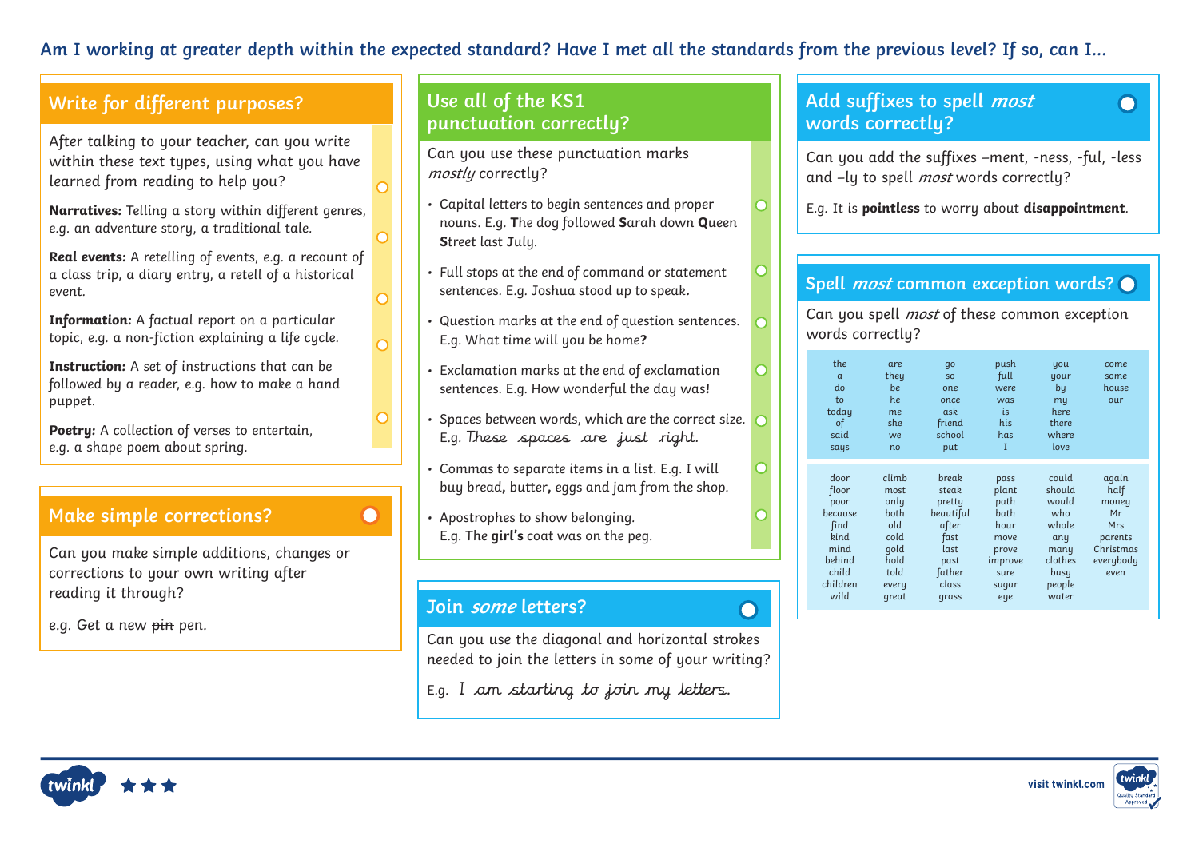## Am I working at greater depth within the expected standard? Have I met all the standards from the previous level? If so, can I...

### Write for different purposes?

After talking to your teacher, can you write within these text types, using what you have learned from reading to help you?

**Narratives:** Telling a story within different genres, e.g. an adventure story, a traditional tale.

**Real events:** A retelling of events, e.g. a recount of a class trip, a diary entry, a retell of a historical event.

**Information:** A factual report on a particular topic, e.g. a non-fiction explaining a life cycle.

**Instruction:** A set of instructions that can be followed by a reader, e.g. how to make a hand puppet.

**Poetry:** A collection of verses to entertain, e.g. a shape poem about spring.

### Make simple corrections?

Can you make simple additions, changes or corrections to your own writing after reading it through?

e.g. Get a new ~~pin~~ pen.

### Use all of the KS1 punctuation correctly?

Can you use these punctuation marks *mostly* correctly?

- Capital letters to begin sentences and proper nouns. E.g. **T**he dog followed **S**arah down **Q**ueen **S**treet last **J**uly.
- Full stops at the end of command or statement sentences. E.g. Joshua stood up to speak**.**
- Question marks at the end of question sentences. E.g. What time will you be home**?**
- Exclamation marks at the end of exclamation sentences. E.g. How wonderful the day was**!**
- Spaces between words, which are the correct size. E.g. These spaces are just right.
- Commas to separate items in a list. E.g. I will buy bread**,** butter**,** eggs and jam from the shop.
- Apostrophes to show belonging. E.g. The **girl's** coat was on the peg.

### Join *some* letters?

Can you use the diagonal and horizontal strokes needed to join the letters in some of your writing?

E.g. I am starting to join my letters.

### Add suffixes to spell *most* words correctly?

Can you add the suffixes –ment, -ness, -ful, -less and –ly to spell *most* words correctly?

E.g. It is **pointless** to worry about **disappointment**.

### Spell *most* common exception words?

Can you spell *most* of these common exception words correctly?

| | | | | | |
|---|---|---|---|---|---|
| the | are | go | push | you | come |
| a | they | so | full | your | some |
| do | be | one | were | by | house |
| to | he | once | was | my | our |
| today | me | ask | is | here | |
| of | she | friend | his | there | |
| said | we | school | has | where | |
| says | no | put | I | love | |

| | | | | | |
|---|---|---|---|---|---|
| door | climb | break | pass | could | again |
| floor | most | steak | plant | should | half |
| poor | only | pretty | path | would | money |
| because | both | beautiful | bath | who | Mr |
| find | old | after | hour | whole | Mrs |
| kind | cold | fast | move | any | parents |
| mind | gold | last | prove | many | Christmas |
| behind | hold | past | improve | clothes | everybody |
| child | told | father | sure | busy | even |
| children | every | class | sugar | people | |
| wild | great | grass | eye | water | |